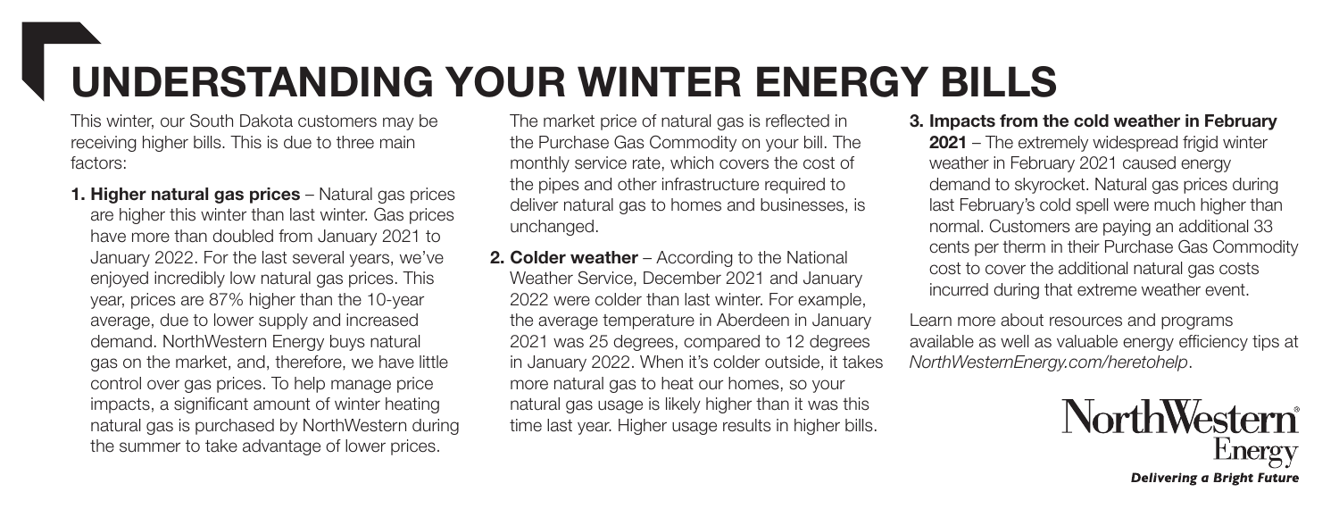# UNDERSTANDING YOUR WINTER ENERGY BILLS

This winter, our South Dakota customers may be receiving higher bills. This is due to three main factors:

1. **Higher natural gas prices** – Natural gas prices are higher this winter than last winter. Gas prices have more than doubled from January 2021 to January 2022. For the last several years, we've enjoyed incredibly low natural gas prices. This year, prices are 87% higher than the 10-year average, due to lower supply and increased demand. NorthWestern Energy buys natural gas on the market, and, therefore, we have little control over gas prices. To help manage price impacts, a significant amount of winter heating natural gas is purchased by NorthWestern during the summer to take advantage of lower prices.

   The market price of natural gas is reflected in the Purchase Gas Commodity on your bill. The monthly service rate, which covers the cost of the pipes and other infrastructure required to deliver natural gas to homes and businesses, is unchanged.

2. **Colder weather** – According to the National Weather Service, December 2021 and January 2022 were colder than last winter. For example, the average temperature in Aberdeen in January 2021 was 25 degrees, compared to 12 degrees in January 2022. When it's colder outside, it takes more natural gas to heat our homes, so your natural gas usage is likely higher than it was this time last year. Higher usage results in higher bills.

3. **Impacts from the cold weather in February 2021** – The extremely widespread frigid winter weather in February 2021 caused energy demand to skyrocket. Natural gas prices during last February's cold spell were much higher than normal. Customers are paying an additional 33 cents per therm in their Purchase Gas Commodity cost to cover the additional natural gas costs incurred during that extreme weather event.

Learn more about resources and programs available as well as valuable energy efficiency tips at *NorthWesternEnergy.com/heretohelp*.

NorthWestern Energy

*Delivering a Bright Future*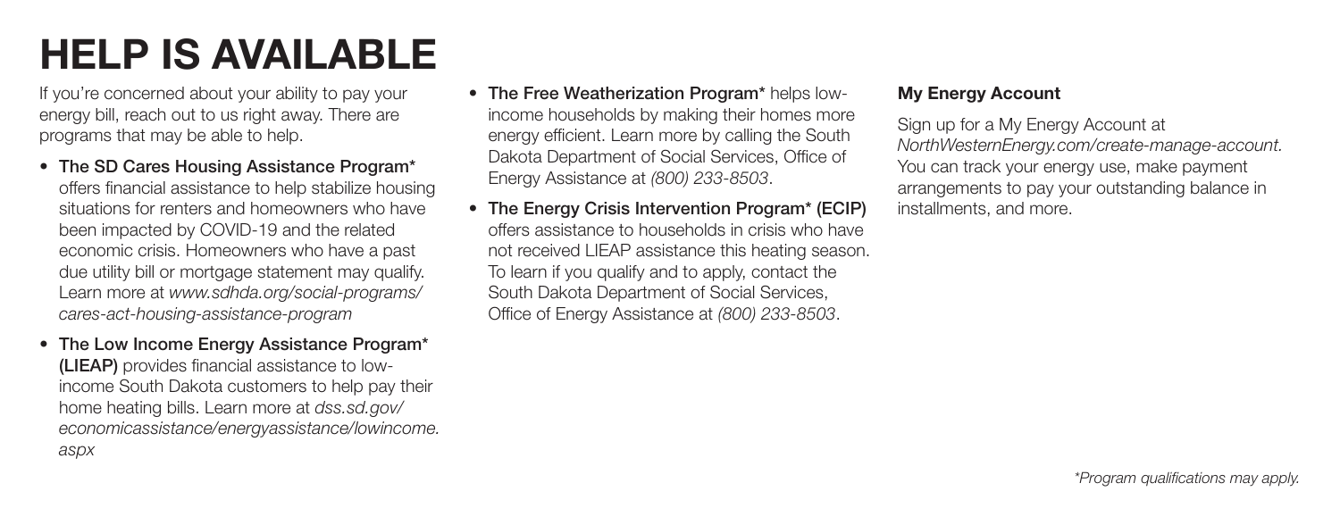# HELP IS AVAILABLE

If you're concerned about your ability to pay your energy bill, reach out to us right away. There are programs that may be able to help.

- **The SD Cares Housing Assistance Program*** offers financial assistance to help stabilize housing situations for renters and homeowners who have been impacted by COVID-19 and the related economic crisis. Homeowners who have a past due utility bill or mortgage statement may qualify. Learn more at *www.sdhda.org/social-programs/cares-act-housing-assistance-program*
- **The Low Income Energy Assistance Program* (LIEAP)** provides financial assistance to low-income South Dakota customers to help pay their home heating bills. Learn more at *dss.sd.gov/economicassistance/energyassistance/lowincome.aspx*
- **The Free Weatherization Program*** helps low-income households by making their homes more energy efficient. Learn more by calling the South Dakota Department of Social Services, Office of Energy Assistance at *(800) 233-8503*.
- **The Energy Crisis Intervention Program* (ECIP)** offers assistance to households in crisis who have not received LIEAP assistance this heating season. To learn if you qualify and to apply, contact the South Dakota Department of Social Services, Office of Energy Assistance at *(800) 233-8503*.

### My Energy Account

Sign up for a My Energy Account at *NorthWesternEnergy.com/create-manage-account.* You can track your energy use, make payment arrangements to pay your outstanding balance in installments, and more.

*\*Program qualifications may apply.*